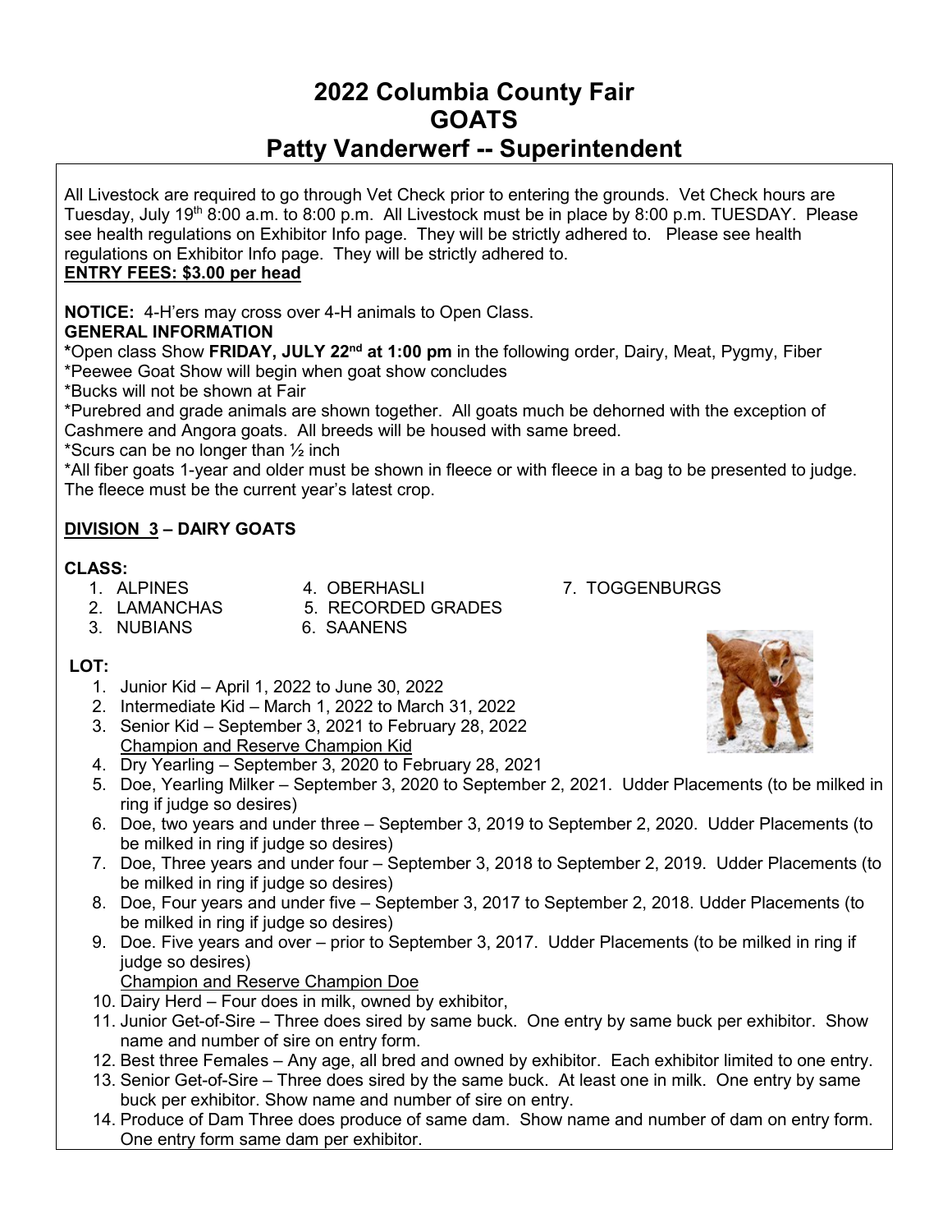# 2022 Columbia County Fair
# GOATS
# Patty Vanderwerf -- Superintendent

All Livestock are required to go through Vet Check prior to entering the grounds. Vet Check hours are Tuesday, July 19th 8:00 a.m. to 8:00 p.m. All Livestock must be in place by 8:00 p.m. TUESDAY. Please see health regulations on Exhibitor Info page. They will be strictly adhered to. Please see health regulations on Exhibitor Info page. They will be strictly adhered to.

**ENTRY FEES: $3.00 per head**

**NOTICE:** 4-H'ers may cross over 4-H animals to Open Class.

**GENERAL INFORMATION**

**\***Open class Show **FRIDAY, JULY 22nd at 1:00 pm** in the following order, Dairy, Meat, Pygmy, Fiber

*Peewee Goat Show will begin when goat show concludes

*Bucks will not be shown at Fair

*Purebred and grade animals are shown together. All goats much be dehorned with the exception of Cashmere and Angora goats. All breeds will be housed with same breed.

*Scurs can be no longer than ½ inch

*All fiber goats 1-year and older must be shown in fleece or with fleece in a bag to be presented to judge. The fleece must be the current year's latest crop.

## DIVISION 3 – DAIRY GOATS

**CLASS:**

1. ALPINES
2. LAMANCHAS
3. NUBIANS
4. OBERHASLI
5. RECORDED GRADES
6. SAANENS
7. TOGGENBURGS

**LOT:**

1. Junior Kid – April 1, 2022 to June 30, 2022
2. Intermediate Kid – March 1, 2022 to March 31, 2022
3. Senior Kid – September 3, 2021 to February 28, 2022
   Champion and Reserve Champion Kid
4. Dry Yearling – September 3, 2020 to February 28, 2021
5. Doe, Yearling Milker – September 3, 2020 to September 2, 2021. Udder Placements (to be milked in ring if judge so desires)
6. Doe, two years and under three – September 3, 2019 to September 2, 2020. Udder Placements (to be milked in ring if judge so desires)
7. Doe, Three years and under four – September 3, 2018 to September 2, 2019. Udder Placements (to be milked in ring if judge so desires)
8. Doe, Four years and under five – September 3, 2017 to September 2, 2018. Udder Placements (to be milked in ring if judge so desires)
9. Doe. Five years and over – prior to September 3, 2017. Udder Placements (to be milked in ring if judge so desires)
   Champion and Reserve Champion Doe
10. Dairy Herd – Four does in milk, owned by exhibitor,
11. Junior Get-of-Sire – Three does sired by same buck. One entry by same buck per exhibitor. Show name and number of sire on entry form.
12. Best three Females – Any age, all bred and owned by exhibitor. Each exhibitor limited to one entry.
13. Senior Get-of-Sire – Three does sired by the same buck. At least one in milk. One entry by same buck per exhibitor. Show name and number of sire on entry.
14. Produce of Dam Three does produce of same dam. Show name and number of dam on entry form. One entry form same dam per exhibitor.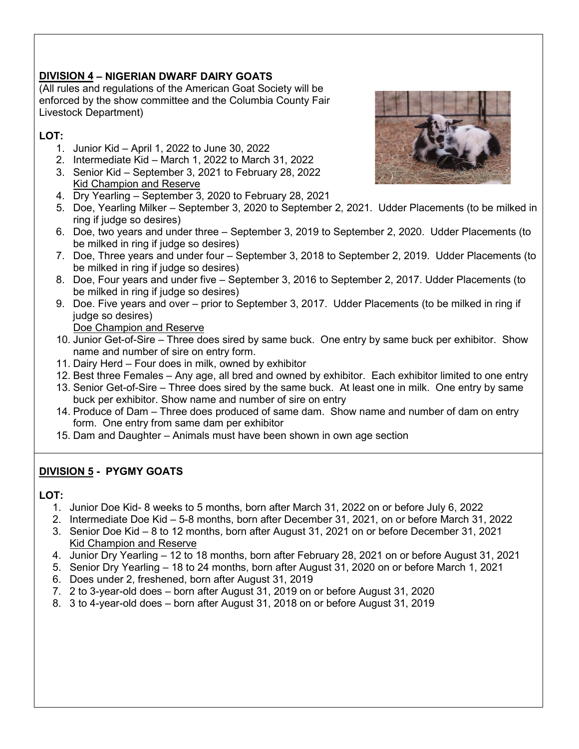## DIVISION 4 – NIGERIAN DWARF DAIRY GOATS

(All rules and regulations of the American Goat Society will be enforced by the show committee and the Columbia County Fair Livestock Department)

**LOT:**

1. Junior Kid – April 1, 2022 to June 30, 2022
2. Intermediate Kid – March 1, 2022 to March 31, 2022
3. Senior Kid – September 3, 2021 to February 28, 2022
   Kid Champion and Reserve
4. Dry Yearling – September 3, 2020 to February 28, 2021
5. Doe, Yearling Milker – September 3, 2020 to September 2, 2021. Udder Placements (to be milked in ring if judge so desires)
6. Doe, two years and under three – September 3, 2019 to September 2, 2020. Udder Placements (to be milked in ring if judge so desires)
7. Doe, Three years and under four – September 3, 2018 to September 2, 2019. Udder Placements (to be milked in ring if judge so desires)
8. Doe, Four years and under five – September 3, 2016 to September 2, 2017. Udder Placements (to be milked in ring if judge so desires)
9. Doe. Five years and over – prior to September 3, 2017. Udder Placements (to be milked in ring if judge so desires)
   Doe Champion and Reserve
10. Junior Get-of-Sire – Three does sired by same buck. One entry by same buck per exhibitor. Show name and number of sire on entry form.
11. Dairy Herd – Four does in milk, owned by exhibitor
12. Best three Females – Any age, all bred and owned by exhibitor. Each exhibitor limited to one entry
13. Senior Get-of-Sire – Three does sired by the same buck. At least one in milk. One entry by same buck per exhibitor. Show name and number of sire on entry
14. Produce of Dam – Three does produced of same dam. Show name and number of dam on entry form. One entry from same dam per exhibitor
15. Dam and Daughter – Animals must have been shown in own age section

## DIVISION 5 - PYGMY GOATS

**LOT:**

1. Junior Doe Kid- 8 weeks to 5 months, born after March 31, 2022 on or before July 6, 2022
2. Intermediate Doe Kid – 5-8 months, born after December 31, 2021, on or before March 31, 2022
3. Senior Doe Kid – 8 to 12 months, born after August 31, 2021 on or before December 31, 2021
   Kid Champion and Reserve
4. Junior Dry Yearling – 12 to 18 months, born after February 28, 2021 on or before August 31, 2021
5. Senior Dry Yearling – 18 to 24 months, born after August 31, 2020 on or before March 1, 2021
6. Does under 2, freshened, born after August 31, 2019
7. 2 to 3-year-old does – born after August 31, 2019 on or before August 31, 2020
8. 3 to 4-year-old does – born after August 31, 2018 on or before August 31, 2019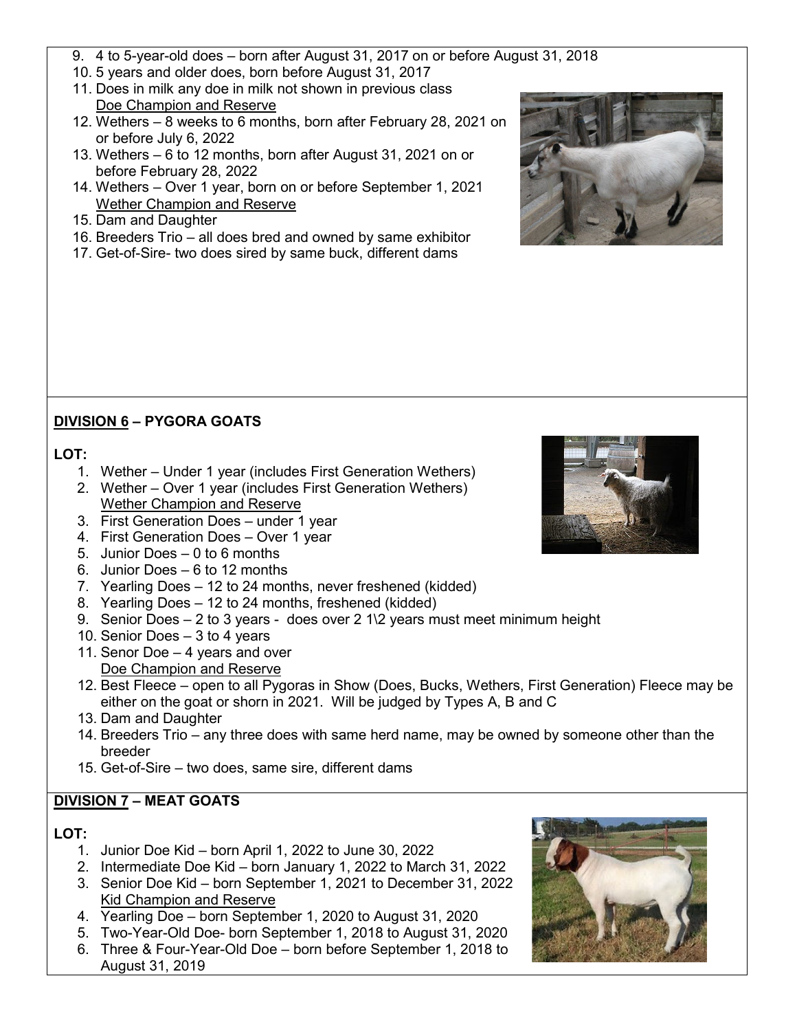9. 4 to 5-year-old does – born after August 31, 2017 on or before August 31, 2018
10. 5 years and older does, born before August 31, 2017
11. Does in milk any doe in milk not shown in previous class
    Doe Champion and Reserve
12. Wethers – 8 weeks to 6 months, born after February 28, 2021 on or before July 6, 2022
13. Wethers – 6 to 12 months, born after August 31, 2021 on or before February 28, 2022
14. Wethers – Over 1 year, born on or before September 1, 2021
    Wether Champion and Reserve
15. Dam and Daughter
16. Breeders Trio – all does bred and owned by same exhibitor
17. Get-of-Sire- two does sired by same buck, different dams

## DIVISION 6 – PYGORA GOATS

**LOT:**

1. Wether – Under 1 year (includes First Generation Wethers)
2. Wether – Over 1 year (includes First Generation Wethers)
   Wether Champion and Reserve
3. First Generation Does – under 1 year
4. First Generation Does – Over 1 year
5. Junior Does – 0 to 6 months
6. Junior Does – 6 to 12 months
7. Yearling Does – 12 to 24 months, never freshened (kidded)
8. Yearling Does – 12 to 24 months, freshened (kidded)
9. Senior Does – 2 to 3 years - does over 2 1\2 years must meet minimum height
10. Senior Does – 3 to 4 years
11. Senor Doe – 4 years and over
    Doe Champion and Reserve
12. Best Fleece – open to all Pygoras in Show (Does, Bucks, Wethers, First Generation) Fleece may be either on the goat or shorn in 2021. Will be judged by Types A, B and C
13. Dam and Daughter
14. Breeders Trio – any three does with same herd name, may be owned by someone other than the breeder
15. Get-of-Sire – two does, same sire, different dams

## DIVISION 7 – MEAT GOATS

**LOT:**

1. Junior Doe Kid – born April 1, 2022 to June 30, 2022
2. Intermediate Doe Kid – born January 1, 2022 to March 31, 2022
3. Senior Doe Kid – born September 1, 2021 to December 31, 2022
   Kid Champion and Reserve
4. Yearling Doe – born September 1, 2020 to August 31, 2020
5. Two-Year-Old Doe- born September 1, 2018 to August 31, 2020
6. Three & Four-Year-Old Doe – born before September 1, 2018 to August 31, 2019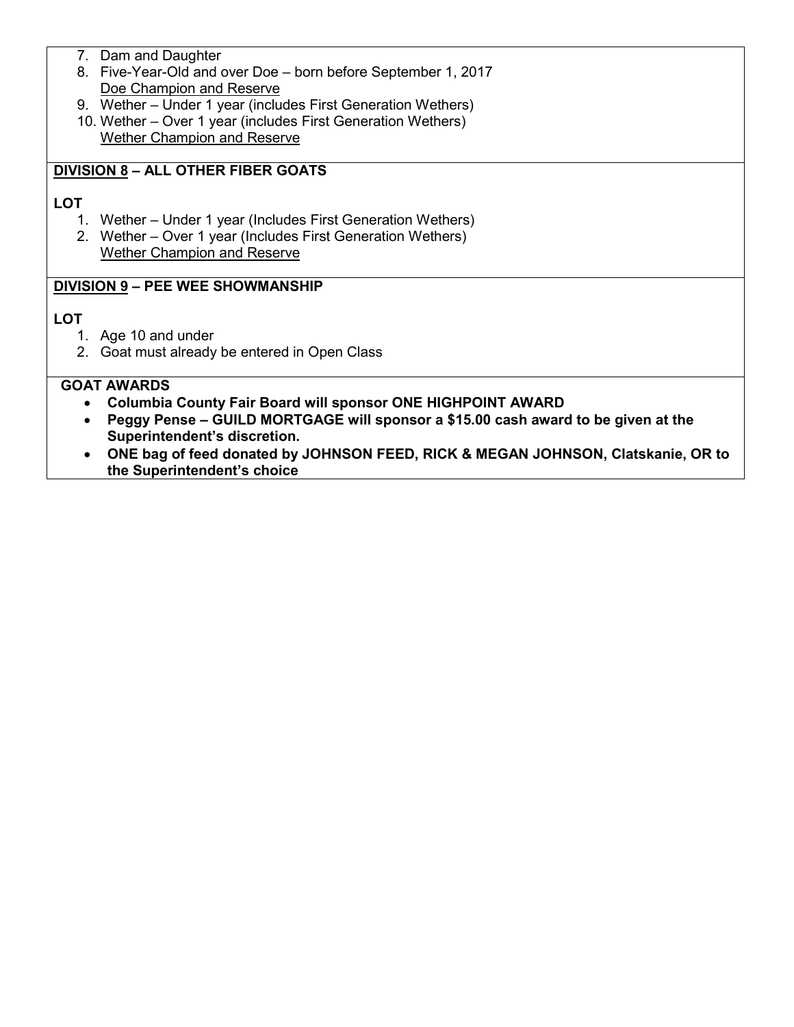7. Dam and Daughter
8. Five-Year-Old and over Doe – born before September 1, 2017
   Doe Champion and Reserve
9. Wether – Under 1 year (includes First Generation Wethers)
10. Wether – Over 1 year (includes First Generation Wethers)
    Wether Champion and Reserve

**DIVISION 8 – ALL OTHER FIBER GOATS**

**LOT**

1. Wether – Under 1 year (Includes First Generation Wethers)
2. Wether – Over 1 year (Includes First Generation Wethers)
   Wether Champion and Reserve

**DIVISION 9 – PEE WEE SHOWMANSHIP**

**LOT**

1. Age 10 and under
2. Goat must already be entered in Open Class

**GOAT AWARDS**

- **Columbia County Fair Board will sponsor ONE HIGHPOINT AWARD**
- **Peggy Pense – GUILD MORTGAGE will sponsor a $15.00 cash award to be given at the Superintendent's discretion.**
- **ONE bag of feed donated by JOHNSON FEED, RICK & MEGAN JOHNSON, Clatskanie, OR to the Superintendent's choice**